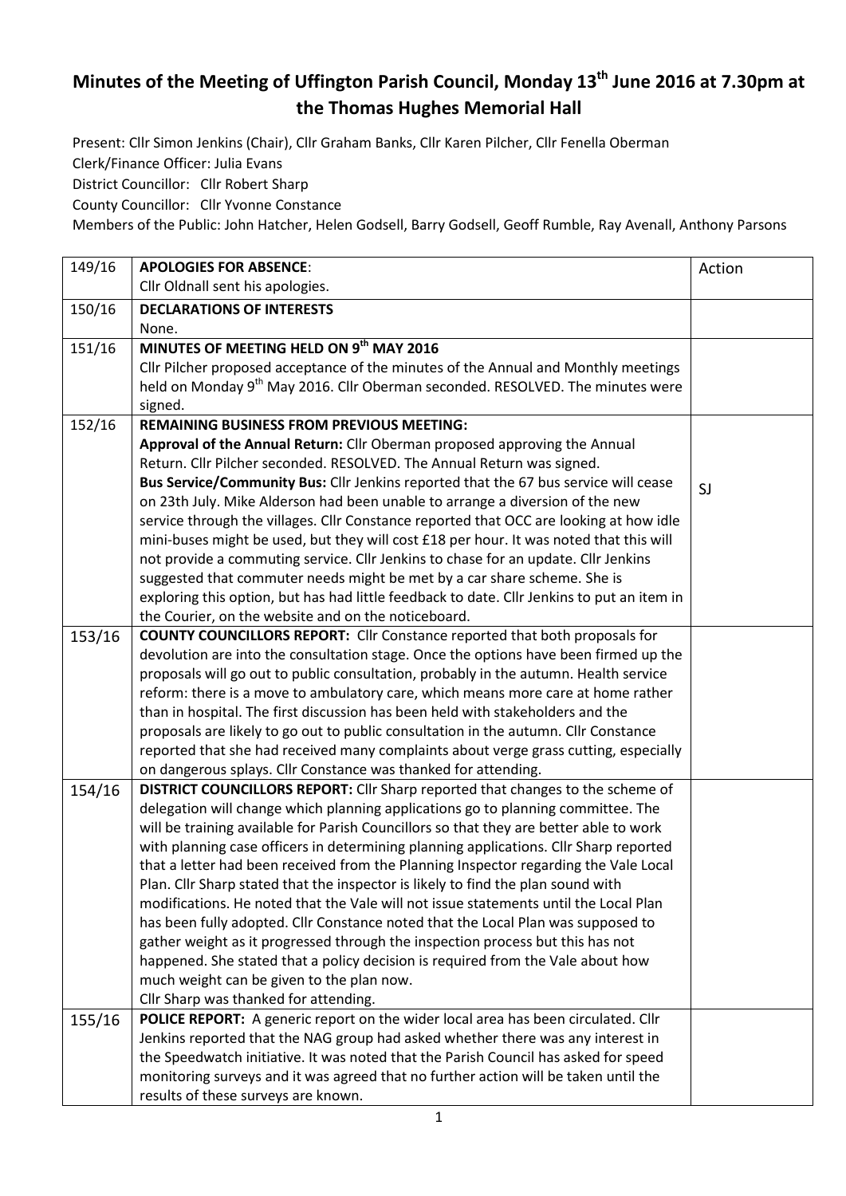# Minutes of the Meeting of Uffington Parish Council, Monday 13th June 2016 at 7.30pm at the Thomas Hughes Memorial Hall

Present: Cllr Simon Jenkins (Chair), Cllr Graham Banks, Cllr Karen Pilcher, Cllr Fenella Oberman
Clerk/Finance Officer: Julia Evans
District Councillor: Cllr Robert Sharp
County Councillor: Cllr Yvonne Constance
Members of the Public: John Hatcher, Helen Godsell, Barry Godsell, Geoff Rumble, Ray Avenall, Anthony Parsons

| | | |
|---|---|---|
| 149/16 | **APOLOGIES FOR ABSENCE**:<br>Cllr Oldnall sent his apologies. | Action |
| 150/16 | **DECLARATIONS OF INTERESTS**<br>None. | |
| 151/16 | **MINUTES OF MEETING HELD ON 9th MAY 2016**<br>Cllr Pilcher proposed acceptance of the minutes of the Annual and Monthly meetings held on Monday 9th May 2016. Cllr Oberman seconded. RESOLVED. The minutes were signed. | |
| 152/16 | **REMAINING BUSINESS FROM PREVIOUS MEETING:**<br>**Approval of the Annual Return:** Cllr Oberman proposed approving the Annual Return. Cllr Pilcher seconded. RESOLVED. The Annual Return was signed.<br>**Bus Service/Community Bus:** Cllr Jenkins reported that the 67 bus service will cease on 23th July. Mike Alderson had been unable to arrange a diversion of the new service through the villages. Cllr Constance reported that OCC are looking at how idle mini-buses might be used, but they will cost £18 per hour. It was noted that this will not provide a commuting service. Cllr Jenkins to chase for an update. Cllr Jenkins suggested that commuter needs might be met by a car share scheme. She is exploring this option, but has had little feedback to date. Cllr Jenkins to put an item in the Courier, on the website and on the noticeboard. | SJ |
| 153/16 | **COUNTY COUNCILLORS REPORT:** Cllr Constance reported that both proposals for devolution are into the consultation stage. Once the options have been firmed up the proposals will go out to public consultation, probably in the autumn. Health service reform: there is a move to ambulatory care, which means more care at home rather than in hospital. The first discussion has been held with stakeholders and the proposals are likely to go out to public consultation in the autumn. Cllr Constance reported that she had received many complaints about verge grass cutting, especially on dangerous splays. Cllr Constance was thanked for attending. | |
| 154/16 | **DISTRICT COUNCILLORS REPORT:** Cllr Sharp reported that changes to the scheme of delegation will change which planning applications go to planning committee. The will be training available for Parish Councillors so that they are better able to work with planning case officers in determining planning applications. Cllr Sharp reported that a letter had been received from the Planning Inspector regarding the Vale Local Plan. Cllr Sharp stated that the inspector is likely to find the plan sound with modifications. He noted that the Vale will not issue statements until the Local Plan has been fully adopted. Cllr Constance noted that the Local Plan was supposed to gather weight as it progressed through the inspection process but this has not happened. She stated that a policy decision is required from the Vale about how much weight can be given to the plan now.<br>Cllr Sharp was thanked for attending. | |
| 155/16 | **POLICE REPORT:** A generic report on the wider local area has been circulated. Cllr Jenkins reported that the NAG group had asked whether there was any interest in the Speedwatch initiative. It was noted that the Parish Council has asked for speed monitoring surveys and it was agreed that no further action will be taken until the results of these surveys are known. | |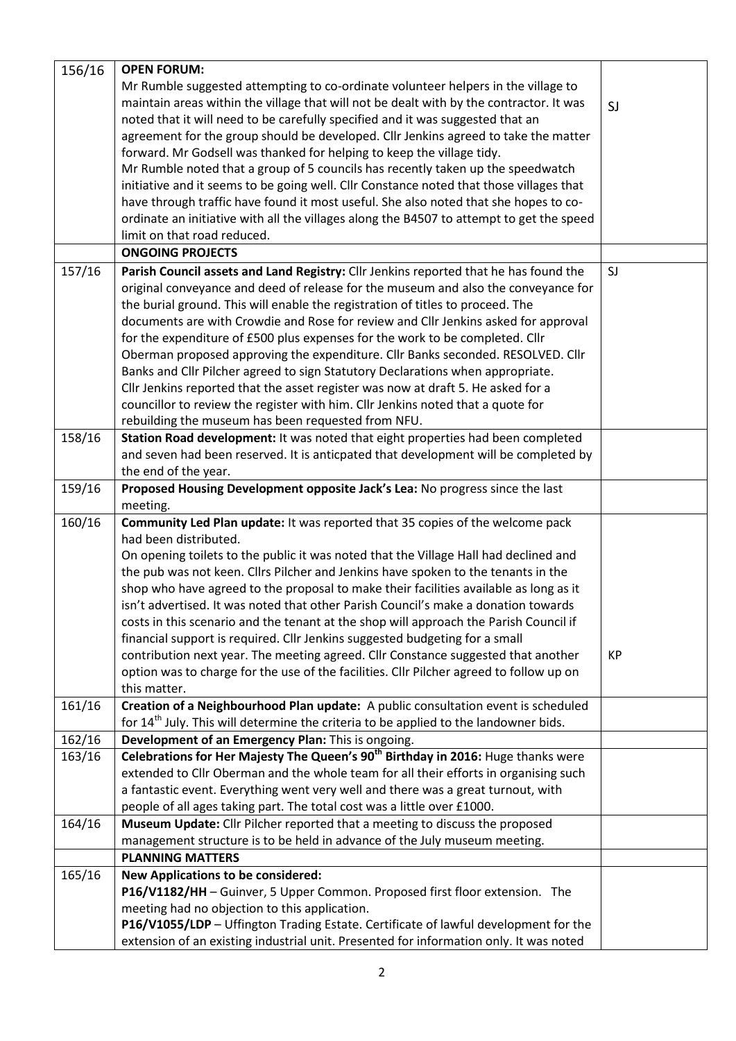| | | |
|---|---|---|
| 156/16 | **OPEN FORUM:**<br>Mr Rumble suggested attempting to co-ordinate volunteer helpers in the village to maintain areas within the village that will not be dealt with by the contractor. It was noted that it will need to be carefully specified and it was suggested that an agreement for the group should be developed. Cllr Jenkins agreed to take the matter forward. Mr Godsell was thanked for helping to keep the village tidy.<br>Mr Rumble noted that a group of 5 councils has recently taken up the speedwatch initiative and it seems to be going well. Cllr Constance noted that those villages that have through traffic have found it most useful. She also noted that she hopes to co-ordinate an initiative with all the villages along the B4507 to attempt to get the speed limit on that road reduced. | SJ |
| | **ONGOING PROJECTS** | |
| 157/16 | **Parish Council assets and Land Registry:** Cllr Jenkins reported that he has found the original conveyance and deed of release for the museum and also the conveyance for the burial ground. This will enable the registration of titles to proceed. The documents are with Crowdie and Rose for review and Cllr Jenkins asked for approval for the expenditure of £500 plus expenses for the work to be completed. Cllr Oberman proposed approving the expenditure. Cllr Banks seconded. RESOLVED. Cllr Banks and Cllr Pilcher agreed to sign Statutory Declarations when appropriate.<br>Cllr Jenkins reported that the asset register was now at draft 5. He asked for a councillor to review the register with him. Cllr Jenkins noted that a quote for rebuilding the museum has been requested from NFU. | SJ |
| 158/16 | **Station Road development:** It was noted that eight properties had been completed and seven had been reserved. It is anticpated that development will be completed by the end of the year. | |
| 159/16 | **Proposed Housing Development opposite Jack's Lea:** No progress since the last meeting. | |
| 160/16 | **Community Led Plan update:** It was reported that 35 copies of the welcome pack had been distributed.<br>On opening toilets to the public it was noted that the Village Hall had declined and the pub was not keen. Cllrs Pilcher and Jenkins have spoken to the tenants in the shop who have agreed to the proposal to make their facilities available as long as it isn't advertised. It was noted that other Parish Council's make a donation towards costs in this scenario and the tenant at the shop will approach the Parish Council if financial support is required. Cllr Jenkins suggested budgeting for a small contribution next year. The meeting agreed. Cllr Constance suggested that another option was to charge for the use of the facilities. Cllr Pilcher agreed to follow up on this matter. | KP |
| 161/16 | **Creation of a Neighbourhood Plan update:** A public consultation event is scheduled for 14th July. This will determine the criteria to be applied to the landowner bids. | |
| 162/16 | **Development of an Emergency Plan:** This is ongoing. | |
| 163/16 | **Celebrations for Her Majesty The Queen's 90th Birthday in 2016:** Huge thanks were extended to Cllr Oberman and the whole team for all their efforts in organising such a fantastic event. Everything went very well and there was a great turnout, with people of all ages taking part. The total cost was a little over £1000. | |
| 164/16 | **Museum Update:** Cllr Pilcher reported that a meeting to discuss the proposed management structure is to be held in advance of the July museum meeting. | |
| | **PLANNING MATTERS** | |
| 165/16 | **New Applications to be considered:**<br>**P16/V1182/HH** – Guinver, 5 Upper Common. Proposed first floor extension. The meeting had no objection to this application.<br>**P16/V1055/LDP** – Uffington Trading Estate. Certificate of lawful development for the extension of an existing industrial unit. Presented for information only. It was noted | |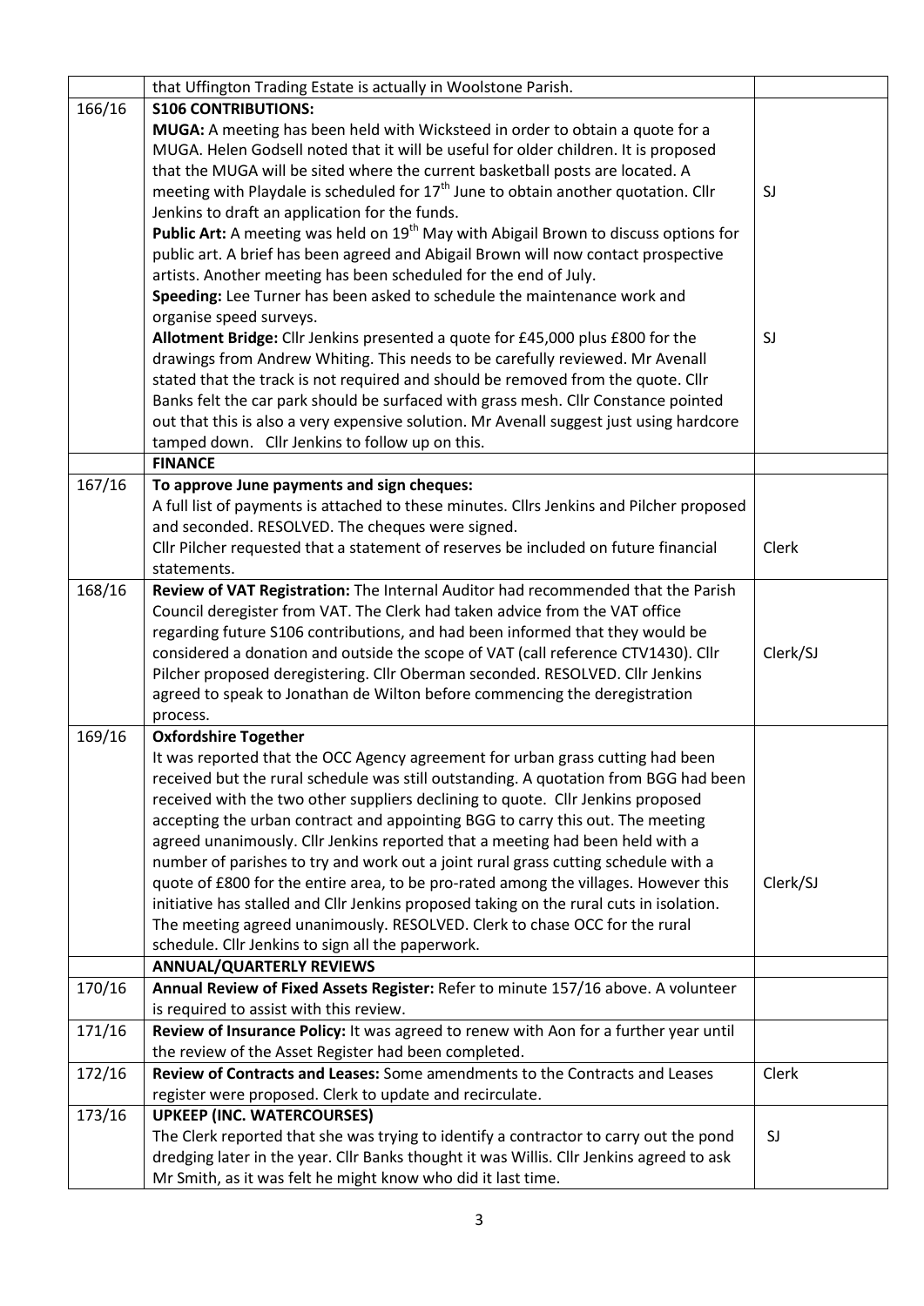| | | |
|---|---|---|
| | that Uffington Trading Estate is actually in Woolstone Parish. | |
| 166/16 | **S106 CONTRIBUTIONS:**<br>**MUGA:** A meeting has been held with Wicksteed in order to obtain a quote for a MUGA. Helen Godsell noted that it will be useful for older children. It is proposed that the MUGA will be sited where the current basketball posts are located. A meeting with Playdale is scheduled for 17th June to obtain another quotation. Cllr Jenkins to draft an application for the funds.<br>**Public Art:** A meeting was held on 19th May with Abigail Brown to discuss options for public art. A brief has been agreed and Abigail Brown will now contact prospective artists. Another meeting has been scheduled for the end of July.<br>**Speeding:** Lee Turner has been asked to schedule the maintenance work and organise speed surveys.<br>**Allotment Bridge:** Cllr Jenkins presented a quote for £45,000 plus £800 for the drawings from Andrew Whiting. This needs to be carefully reviewed. Mr Avenall stated that the track is not required and should be removed from the quote. Cllr Banks felt the car park should be surfaced with grass mesh. Cllr Constance pointed out that this is also a very expensive solution. Mr Avenall suggest just using hardcore tamped down. Cllr Jenkins to follow up on this. | SJ<br><br>SJ |
| | **FINANCE** | |
| 167/16 | **To approve June payments and sign cheques:**<br>A full list of payments is attached to these minutes. Cllrs Jenkins and Pilcher proposed and seconded. RESOLVED. The cheques were signed.<br>Cllr Pilcher requested that a statement of reserves be included on future financial statements. | Clerk |
| 168/16 | **Review of VAT Registration:** The Internal Auditor had recommended that the Parish Council deregister from VAT. The Clerk had taken advice from the VAT office regarding future S106 contributions, and had been informed that they would be considered a donation and outside the scope of VAT (call reference CTV1430). Cllr Pilcher proposed deregistering. Cllr Oberman seconded. RESOLVED. Cllr Jenkins agreed to speak to Jonathan de Wilton before commencing the deregistration process. | Clerk/SJ |
| 169/16 | **Oxfordshire Together**<br>It was reported that the OCC Agency agreement for urban grass cutting had been received but the rural schedule was still outstanding. A quotation from BGG had been received with the two other suppliers declining to quote. Cllr Jenkins proposed accepting the urban contract and appointing BGG to carry this out. The meeting agreed unanimously. Cllr Jenkins reported that a meeting had been held with a number of parishes to try and work out a joint rural grass cutting schedule with a quote of £800 for the entire area, to be pro-rated among the villages. However this initiative has stalled and Cllr Jenkins proposed taking on the rural cuts in isolation. The meeting agreed unanimously. RESOLVED. Clerk to chase OCC for the rural schedule. Cllr Jenkins to sign all the paperwork. | Clerk/SJ |
| | **ANNUAL/QUARTERLY REVIEWS** | |
| 170/16 | **Annual Review of Fixed Assets Register:** Refer to minute 157/16 above. A volunteer is required to assist with this review. | |
| 171/16 | **Review of Insurance Policy:** It was agreed to renew with Aon for a further year until the review of the Asset Register had been completed. | |
| 172/16 | **Review of Contracts and Leases:** Some amendments to the Contracts and Leases register were proposed. Clerk to update and recirculate. | Clerk |
| 173/16 | **UPKEEP (INC. WATERCOURSES)**<br>The Clerk reported that she was trying to identify a contractor to carry out the pond dredging later in the year. Cllr Banks thought it was Willis. Cllr Jenkins agreed to ask Mr Smith, as it was felt he might know who did it last time. | SJ |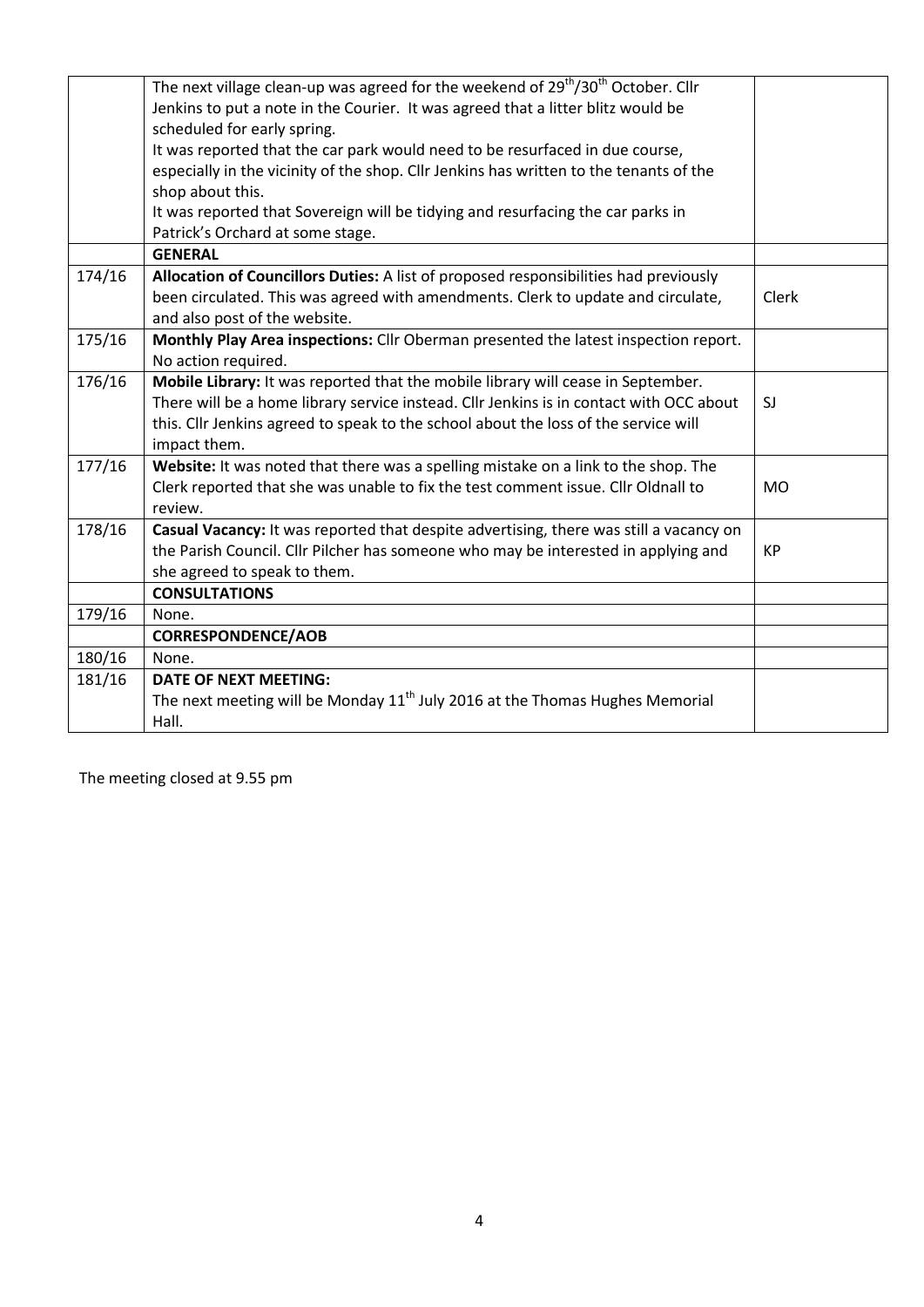| | | |
|---|---|---|
| | The next village clean-up was agreed for the weekend of 29th/30th October. Cllr Jenkins to put a note in the Courier. It was agreed that a litter blitz would be scheduled for early spring.<br>It was reported that the car park would need to be resurfaced in due course, especially in the vicinity of the shop. Cllr Jenkins has written to the tenants of the shop about this.<br>It was reported that Sovereign will be tidying and resurfacing the car parks in Patrick's Orchard at some stage. | |
| | **GENERAL** | |
| 174/16 | **Allocation of Councillors Duties:** A list of proposed responsibilities had previously been circulated. This was agreed with amendments. Clerk to update and circulate, and also post of the website. | Clerk |
| 175/16 | **Monthly Play Area inspections:** Cllr Oberman presented the latest inspection report. No action required. | |
| 176/16 | **Mobile Library:** It was reported that the mobile library will cease in September. There will be a home library service instead. Cllr Jenkins is in contact with OCC about this. Cllr Jenkins agreed to speak to the school about the loss of the service will impact them. | SJ |
| 177/16 | **Website:** It was noted that there was a spelling mistake on a link to the shop. The Clerk reported that she was unable to fix the test comment issue. Cllr Oldnall to review. | MO |
| 178/16 | **Casual Vacancy:** It was reported that despite advertising, there was still a vacancy on the Parish Council. Cllr Pilcher has someone who may be interested in applying and she agreed to speak to them. | KP |
| | **CONSULTATIONS** | |
| 179/16 | None. | |
| | **CORRESPONDENCE/AOB** | |
| 180/16 | None. | |
| 181/16 | **DATE OF NEXT MEETING:**<br>The next meeting will be Monday 11th July 2016 at the Thomas Hughes Memorial Hall. | |

The meeting closed at 9.55 pm